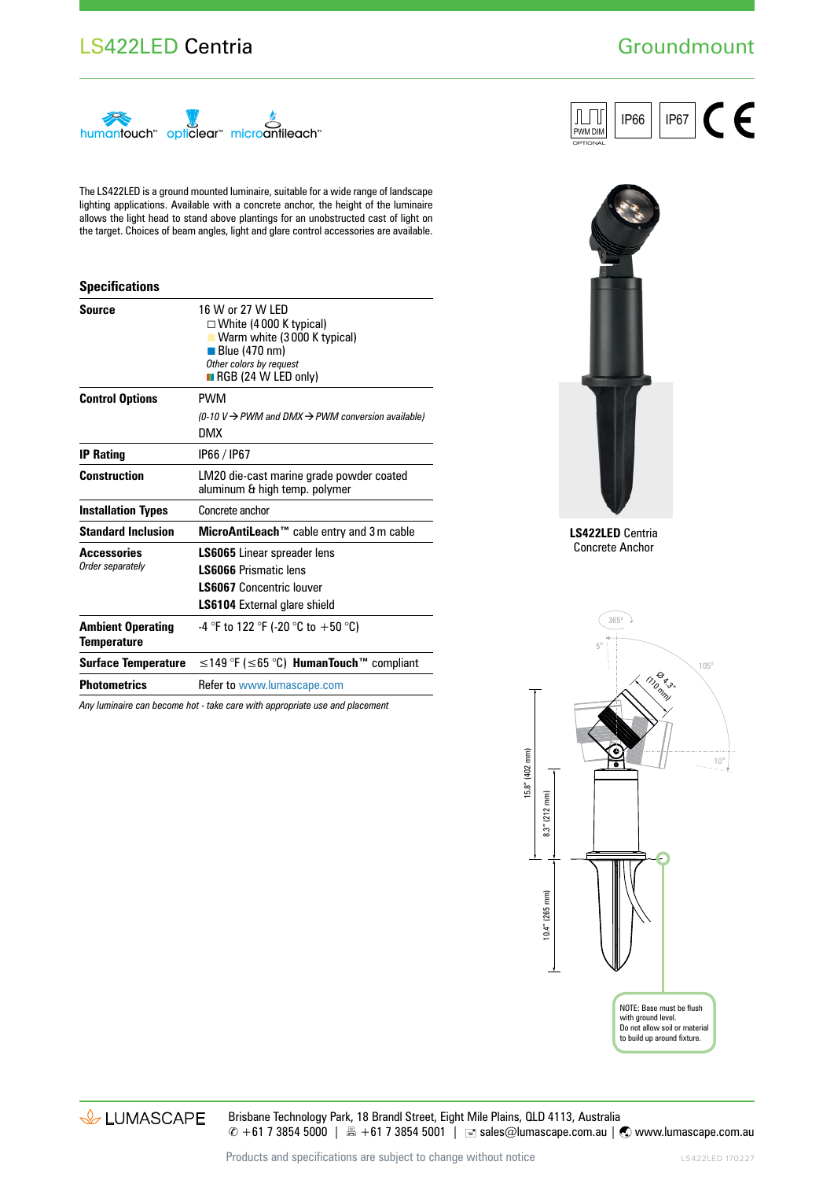# LS422LED Centria

## Groundmount

humantouch™ opticlear™ microantileach™

PWM DIM (OPTIONAL) | IP66 | IP67 | CE

The LS422LED is a ground mounted luminaire, suitable for a wide range of landscape lighting applications. Available with a concrete anchor, the height of the luminaire allows the light head to stand above plantings for an unobstructed cast of light on the target. Choices of beam angles, light and glare control accessories are available.

### Specifications

| | |
|---|---|
| **Source** | 16 W or 27 W LED<br>☐ White (4 000 K typical)<br>Warm white (3 000 K typical)<br>Blue (470 nm)<br>*Other colors by request*<br>RGB (24 W LED only) |
| **Control Options** | PWM<br>*(0-10 V → PWM and DMX → PWM conversion available)*<br>DMX |
| **IP Rating** | IP66 / IP67 |
| **Construction** | LM20 die-cast marine grade powder coated aluminum & high temp. polymer |
| **Installation Types** | Concrete anchor |
| **Standard Inclusion** | **MicroAntiLeach™** cable entry and 3 m cable |
| **Accessories** *Order separately* | **LS6065** Linear spreader lens<br>**LS6066** Prismatic lens<br>**LS6067** Concentric louver<br>**LS6104** External glare shield |
| **Ambient Operating Temperature** | -4 °F to 122 °F (-20 °C to +50 °C) |
| **Surface Temperature** | ≤149 °F (≤65 °C) **HumanTouch™** compliant |
| **Photometrics** | Refer to www.lumascape.com |

*Any luminaire can become hot - take care with appropriate use and placement*

**LS422LED** Centria
Concrete Anchor

365° · 5° · 105° · 10° · Ø 4.3" (110 mm) · 15.8" (402 mm) · 8.3" (212 mm) · 10.4" (265 mm)

NOTE: Base must be flush with ground level.
Do not allow soil or material to build up around fixture.

LUMASCAPE

Brisbane Technology Park, 18 Brandl Street, Eight Mile Plains, QLD 4113, Australia
✆ +61 7 3854 5000 | 🖷 +61 7 3854 5001 | sales@lumascape.com.au | www.lumascape.com.au

Products and specifications are subject to change without notice

LS422LED 170227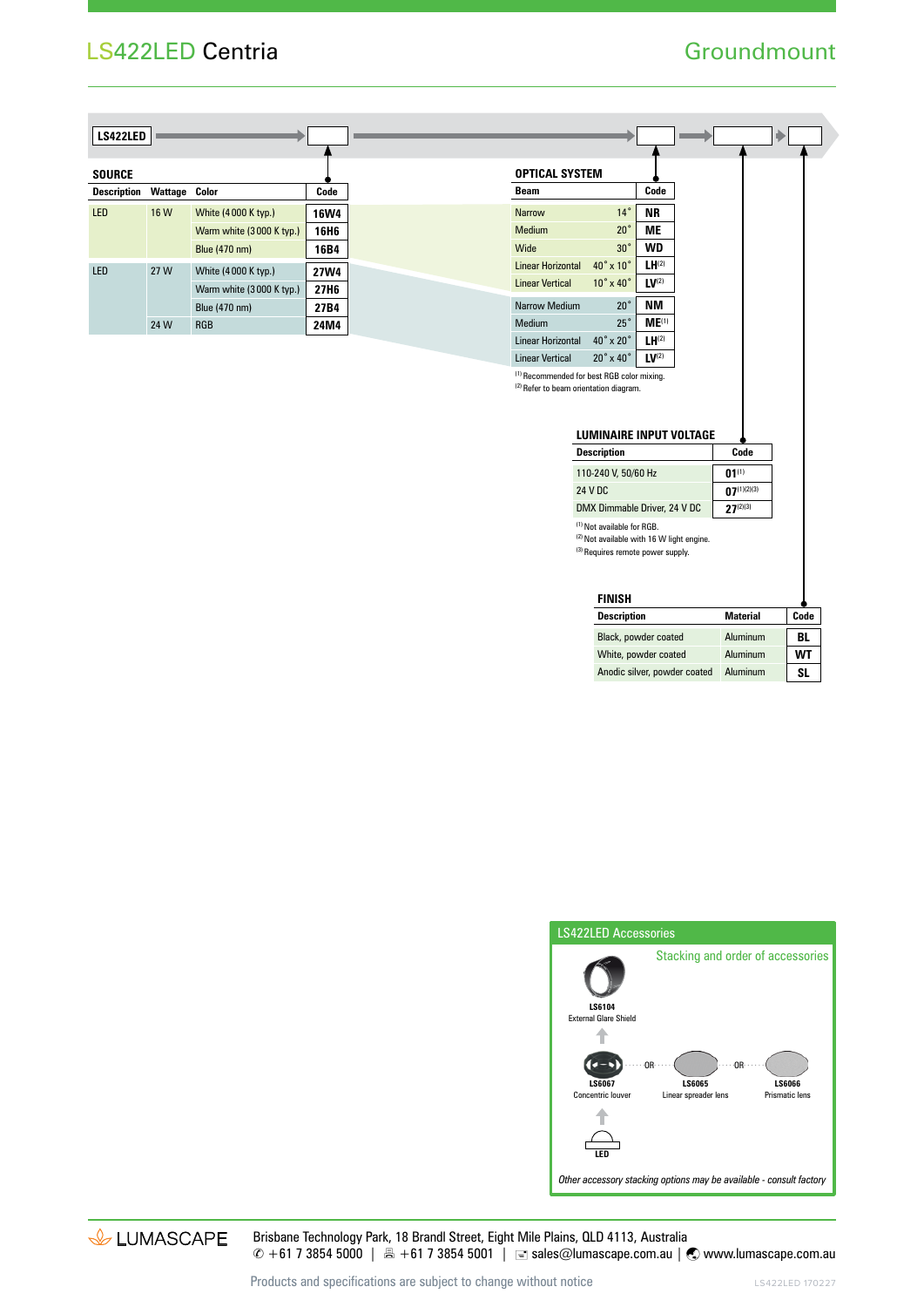# LS422LED Centria

## Groundmount

LS422LED → [ ] → [ ] → [ ] → [ ]

### SOURCE

| Description | Wattage | Color | Code |
|---|---|---|---|
| LED | 16 W | White (4 000 K typ.) | 16W4 |
| | | Warm white (3 000 K typ.) | 16H6 |
| | | Blue (470 nm) | 16B4 |
| LED | 27 W | White (4 000 K typ.) | 27W4 |
| | | Warm white (3 000 K typ.) | 27H6 |
| | | Blue (470 nm) | 27B4 |
| | 24 W | RGB | 24M4 |

### OPTICAL SYSTEM

| Beam | | Code |
|---|---|---|
| Narrow | 14° | NR |
| Medium | 20° | ME |
| Wide | 30° | WD |
| Linear Horizontal | 40° x 10° | LH[2] |
| Linear Vertical | 10° x 40° | LV[2] |
| Narrow Medium | 20° | NM |
| Medium | 25° | ME[1] |
| Linear Horizontal | 40° x 20° | LH[2] |
| Linear Vertical | 20° x 40° | LV[2] |

[1] Recommended for best RGB color mixing.
[2] Refer to beam orientation diagram.

### LUMINAIRE INPUT VOLTAGE

| Description | Code |
|---|---|
| 110-240 V, 50/60 Hz | 01[1] |
| 24 V DC | 07[1][2][3] |
| DMX Dimmable Driver, 24 V DC | 27[2][3] |

[1] Not available for RGB.
[2] Not available with 16 W light engine.
[3] Requires remote power supply.

### FINISH

| Description | Material | Code |
|---|---|---|
| Black, powder coated | Aluminum | BL |
| White, powder coated | Aluminum | WT |
| Anodic silver, powder coated | Aluminum | SL |

### LS422LED Accessories

Stacking and order of accessories

**LS6104**
External Glare Shield

↑

**LS6067**
Concentric louver
OR
**LS6065**
Linear spreader lens
OR
**LS6066**
Prismatic lens

↑

**LED**

*Other accessory stacking options may be available - consult factory*

LUMASCAPE

Brisbane Technology Park, 18 Brandl Street, Eight Mile Plains, QLD 4113, Australia
✆ +61 7 3854 5000 | 🖷 +61 7 3854 5001 | sales@lumascape.com.au | www.lumascape.com.au

Products and specifications are subject to change without notice

LS422LED 170227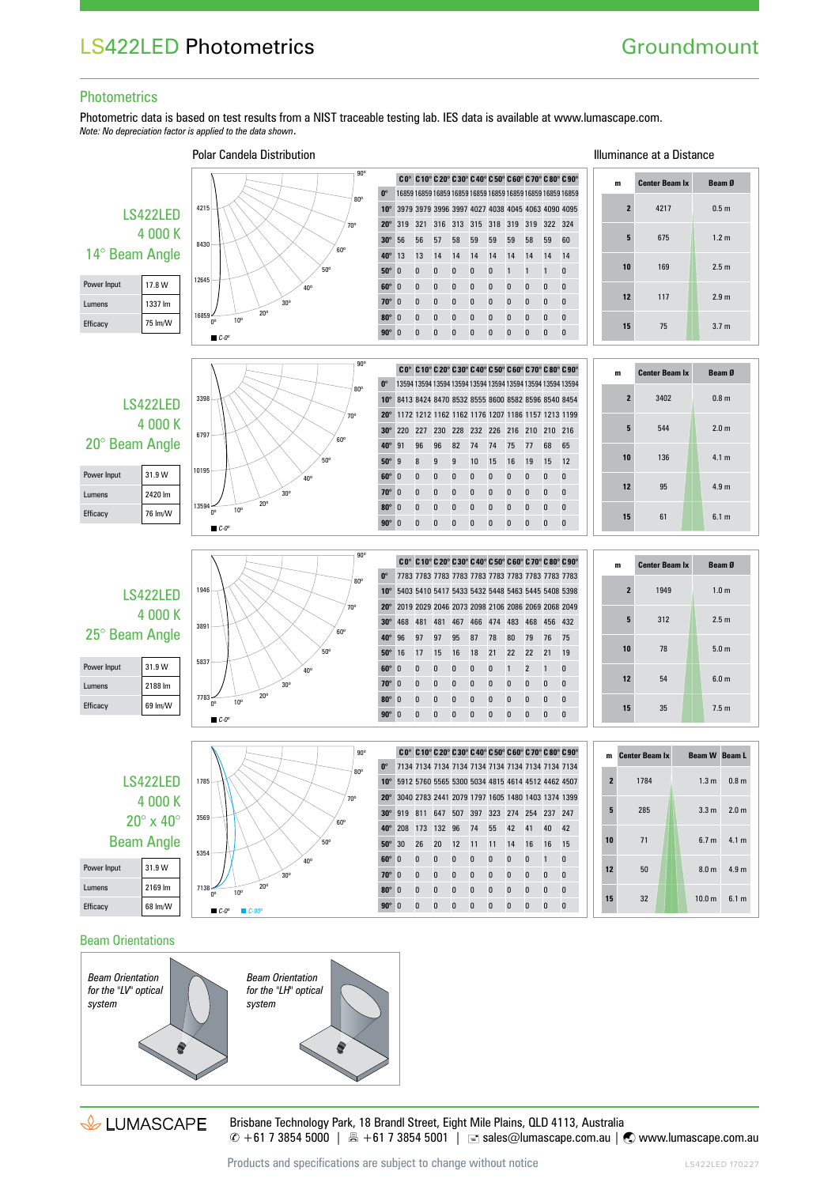# LS422LED Photometrics

Groundmount

## Photometrics

Photometric data is based on test results from a NIST traceable testing lab. IES data is available at www.lumascape.com.

*Note: No depreciation factor is applied to the data shown.*

Polar Candela Distribution

Illuminance at a Distance

### LS422LED 4 000 K 14° Beam Angle

| | |
|---|---|
| Power Input | 17.8 W |
| Lumens | 1337 lm |
| Efficacy | 75 lm/W |

4215
8430
12645
16859
0° 10° 20° 30° 40° 50° 60° 70° 80° 90°
C-0°

| | C0° | C10° | C20° | C30° | C40° | C50° | C60° | C70° | C80° | C90° |
|---|---|---|---|---|---|---|---|---|---|---|
| 0° | 16859 | 16859 | 16859 | 16859 | 16859 | 16859 | 16859 | 16859 | 16859 | 16859 |
| 10° | 3979 | 3979 | 3996 | 3997 | 4027 | 4038 | 4045 | 4063 | 4090 | 4095 |
| 20° | 319 | 321 | 316 | 313 | 315 | 318 | 319 | 319 | 322 | 324 |
| 30° | 56 | 56 | 57 | 58 | 59 | 59 | 59 | 58 | 59 | 60 |
| 40° | 13 | 13 | 14 | 14 | 14 | 14 | 14 | 14 | 14 | 14 |
| 50° | 0 | 0 | 0 | 0 | 0 | 0 | 1 | 1 | 1 | 0 |
| 60° | 0 | 0 | 0 | 0 | 0 | 0 | 0 | 0 | 0 | 0 |
| 70° | 0 | 0 | 0 | 0 | 0 | 0 | 0 | 0 | 0 | 0 |
| 80° | 0 | 0 | 0 | 0 | 0 | 0 | 0 | 0 | 0 | 0 |
| 90° | 0 | 0 | 0 | 0 | 0 | 0 | 0 | 0 | 0 | 0 |

| m | Center Beam lx | Beam Ø |
|---|---|---|
| 2 | 4217 | 0.5 m |
| 5 | 675 | 1.2 m |
| 10 | 169 | 2.5 m |
| 12 | 117 | 2.9 m |
| 15 | 75 | 3.7 m |

### LS422LED 4 000 K 20° Beam Angle

| | |
|---|---|
| Power Input | 31.9 W |
| Lumens | 2420 lm |
| Efficacy | 76 lm/W |

3398
6797
10195
13594
0° 10° 20° 30° 40° 50° 60° 70° 80° 90°
C-0°

| | C0° | C10° | C20° | C30° | C40° | C50° | C60° | C70° | C80° | C90° |
|---|---|---|---|---|---|---|---|---|---|---|
| 0° | 13594 | 13594 | 13594 | 13594 | 13594 | 13594 | 13594 | 13594 | 13594 | 13594 |
| 10° | 8413 | 8424 | 8470 | 8532 | 8555 | 8600 | 8582 | 8596 | 8540 | 8454 |
| 20° | 1172 | 1212 | 1162 | 1162 | 1176 | 1207 | 1186 | 1157 | 1213 | 1199 |
| 30° | 220 | 227 | 230 | 228 | 232 | 226 | 216 | 210 | 210 | 216 |
| 40° | 91 | 96 | 96 | 82 | 74 | 74 | 75 | 77 | 68 | 65 |
| 50° | 9 | 8 | 9 | 9 | 10 | 15 | 16 | 19 | 15 | 12 |
| 60° | 0 | 0 | 0 | 0 | 0 | 0 | 0 | 0 | 0 | 0 |
| 70° | 0 | 0 | 0 | 0 | 0 | 0 | 0 | 0 | 0 | 0 |
| 80° | 0 | 0 | 0 | 0 | 0 | 0 | 0 | 0 | 0 | 0 |
| 90° | 0 | 0 | 0 | 0 | 0 | 0 | 0 | 0 | 0 | 0 |

| m | Center Beam lx | Beam Ø |
|---|---|---|
| 2 | 3402 | 0.8 m |
| 5 | 544 | 2.0 m |
| 10 | 136 | 4.1 m |
| 12 | 95 | 4.9 m |
| 15 | 61 | 6.1 m |

### LS422LED 4 000 K 25° Beam Angle

| | |
|---|---|
| Power Input | 31.9 W |
| Lumens | 2188 lm |
| Efficacy | 69 lm/W |

1946
3891
5837
7783
0° 10° 20° 30° 40° 50° 60° 70° 80° 90°
C-0°

| | C0° | C10° | C20° | C30° | C40° | C50° | C60° | C70° | C80° | C90° |
|---|---|---|---|---|---|---|---|---|---|---|
| 0° | 7783 | 7783 | 7783 | 7783 | 7783 | 7783 | 7783 | 7783 | 7783 | 7783 |
| 10° | 5403 | 5410 | 5417 | 5433 | 5432 | 5448 | 5463 | 5445 | 5408 | 5398 |
| 20° | 2019 | 2029 | 2046 | 2073 | 2098 | 2106 | 2086 | 2069 | 2068 | 2049 |
| 30° | 468 | 481 | 481 | 467 | 466 | 474 | 483 | 468 | 456 | 432 |
| 40° | 96 | 97 | 97 | 95 | 87 | 78 | 80 | 79 | 76 | 75 |
| 50° | 16 | 17 | 15 | 16 | 18 | 21 | 22 | 22 | 21 | 19 |
| 60° | 0 | 0 | 0 | 0 | 0 | 0 | 0 | 0 | 0 | 0 |
| 70° | 0 | 0 | 0 | 0 | 0 | 0 | 0 | 0 | 0 | 0 |
| 80° | 0 | 0 | 0 | 0 | 0 | 0 | 0 | 0 | 0 | 0 |
| 90° | 0 | 0 | 0 | 0 | 0 | 0 | 0 | 0 | 0 | 0 |

| m | Center Beam lx | Beam Ø |
|---|---|---|
| 2 | 1949 | 1.0 m |
| 5 | 312 | 2.5 m |
| 10 | 78 | 5.0 m |
| 12 | 54 | 6.0 m |
| 15 | 35 | 7.5 m |

### LS422LED 4 000 K 20° x 40° Beam Angle

| | |
|---|---|
| Power Input | 31.9 W |
| Lumens | 2169 lm |
| Efficacy | 68 lm/W |

1785
3569
5354
7138
0° 10° 20° 30° 40° 50° 60° 70° 80° 90°
C-0° C-90°

| | C0° | C10° | C20° | C30° | C40° | C50° | C60° | C70° | C80° | C90° |
|---|---|---|---|---|---|---|---|---|---|---|
| 0° | 7134 | 7134 | 7134 | 7134 | 7134 | 7134 | 7134 | 7134 | 7134 | 7134 |
| 10° | 5912 | 5760 | 5565 | 5300 | 5034 | 4815 | 4614 | 4512 | 4462 | 4507 |
| 20° | 3040 | 2783 | 2441 | 2079 | 1797 | 1605 | 1480 | 1403 | 1374 | 1399 |
| 30° | 919 | 811 | 647 | 507 | 397 | 323 | 274 | 254 | 237 | 247 |
| 40° | 208 | 173 | 132 | 96 | 74 | 55 | 42 | 41 | 40 | 42 |
| 50° | 30 | 26 | 20 | 12 | 11 | 11 | 14 | 16 | 16 | 15 |
| 60° | 0 | 0 | 0 | 0 | 0 | 0 | 0 | 0 | 1 | 0 |
| 70° | 0 | 0 | 0 | 0 | 0 | 0 | 0 | 0 | 0 | 0 |
| 80° | 0 | 0 | 0 | 0 | 0 | 0 | 0 | 0 | 0 | 0 |
| 90° | 0 | 0 | 0 | 0 | 0 | 0 | 0 | 0 | 0 | 0 |

| m | Center Beam lx | Beam W | Beam L |
|---|---|---|---|
| 2 | 1784 | 1.3 m | 0.8 m |
| 5 | 285 | 3.3 m | 2.0 m |
| 10 | 71 | 6.7 m | 4.1 m |
| 12 | 50 | 8.0 m | 4.9 m |
| 15 | 32 | 10.0 m | 6.1 m |

## Beam Orientations

*Beam Orientation for the "LV" optical system*

*Beam Orientation for the "LH" optical system*

LUMASCAPE

Brisbane Technology Park, 18 Brandl Street, Eight Mile Plains, QLD 4113, Australia

+61 7 3854 5000 | +61 7 3854 5001 | sales@lumascape.com.au | www.lumascape.com.au

Products and specifications are subject to change without notice

LS422LED 170227